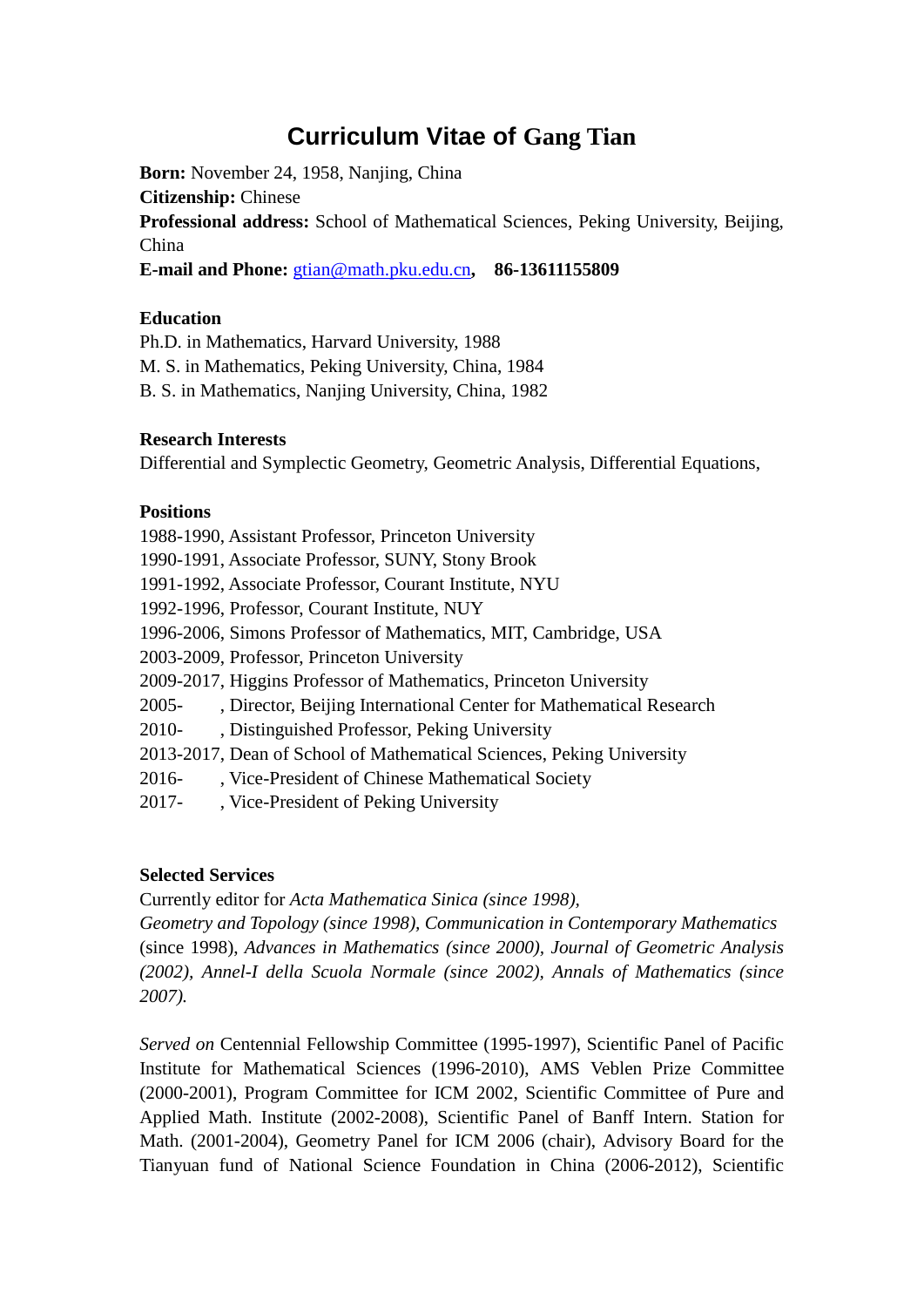# Curriculum Vitae of Gang Tian

**Born:** November 24, 1958, Nanjing, China
**Citizenship:** Chinese
**Professional address:** School of Mathematical Sciences, Peking University, Beijing, China
**E-mail and Phone:** gtian@math.pku.edu.cn**,    86-13611155809**

**Education**

Ph.D. in Mathematics, Harvard University, 1988
M. S. in Mathematics, Peking University, China, 1984
B. S. in Mathematics, Nanjing University, China, 1982

**Research Interests**

Differential and Symplectic Geometry, Geometric Analysis, Differential Equations,

**Positions**

1988-1990, Assistant Professor, Princeton University
1990-1991, Associate Professor, SUNY, Stony Brook
1991-1992, Associate Professor, Courant Institute, NYU
1992-1996, Professor, Courant Institute, NUY
1996-2006, Simons Professor of Mathematics, MIT, Cambridge, USA
2003-2009, Professor, Princeton University
2009-2017, Higgins Professor of Mathematics, Princeton University
2005-        , Director, Beijing International Center for Mathematical Research
2010-        , Distinguished Professor, Peking University
2013-2017, Dean of School of Mathematical Sciences, Peking University
2016-        , Vice-President of Chinese Mathematical Society
2017-        , Vice-President of Peking University

**Selected Services**

Currently editor for *Acta Mathematica Sinica (since 1998), Geometry and Topology (since 1998), Communication in Contemporary Mathematics* (since 1998), *Advances in Mathematics (since 2000), Journal of Geometric Analysis (2002), Annel-I della Scuola Normale (since 2002), Annals of Mathematics (since 2007).*

*Served on* Centennial Fellowship Committee (1995-1997), Scientific Panel of Pacific Institute for Mathematical Sciences (1996-2010), AMS Veblen Prize Committee (2000-2001), Program Committee for ICM 2002, Scientific Committee of Pure and Applied Math. Institute (2002-2008), Scientific Panel of Banff Intern. Station for Math. (2001-2004), Geometry Panel for ICM 2006 (chair), Advisory Board for the Tianyuan fund of National Science Foundation in China (2006-2012), Scientific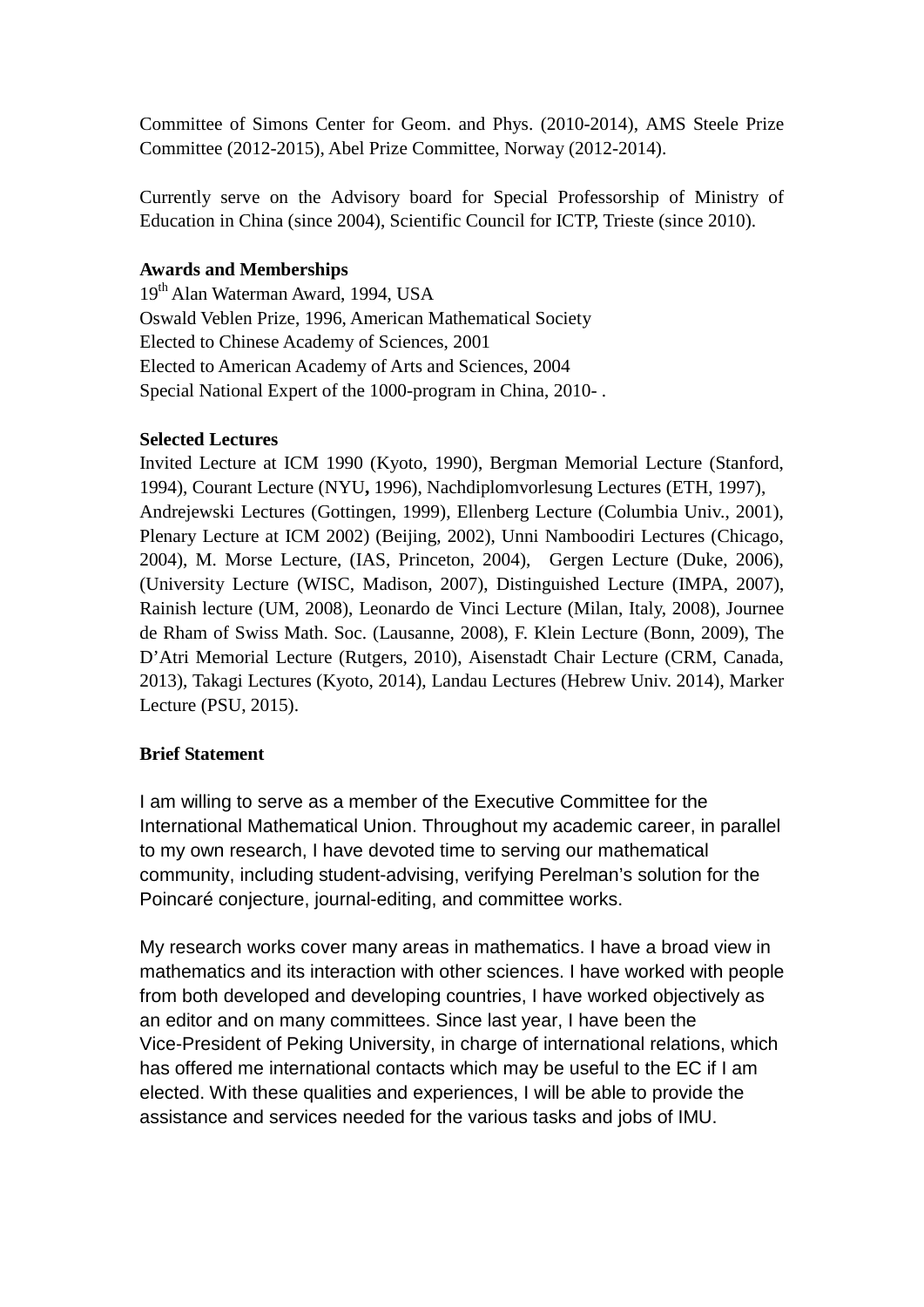Committee of Simons Center for Geom. and Phys. (2010-2014), AMS Steele Prize Committee (2012-2015), Abel Prize Committee, Norway (2012-2014).

Currently serve on the Advisory board for Special Professorship of Ministry of Education in China (since 2004), Scientific Council for ICTP, Trieste (since 2010).

**Awards and Memberships**

19th Alan Waterman Award, 1994, USA
Oswald Veblen Prize, 1996, American Mathematical Society
Elected to Chinese Academy of Sciences, 2001
Elected to American Academy of Arts and Sciences, 2004
Special National Expert of the 1000-program in China, 2010- .

**Selected Lectures**

Invited Lecture at ICM 1990 (Kyoto, 1990), Bergman Memorial Lecture (Stanford, 1994), Courant Lecture (NYU**,** 1996), Nachdiplomvorlesung Lectures (ETH, 1997), Andrejewski Lectures (Gottingen, 1999), Ellenberg Lecture (Columbia Univ., 2001), Plenary Lecture at ICM 2002) (Beijing, 2002), Unni Namboodiri Lectures (Chicago, 2004), M. Morse Lecture, (IAS, Princeton, 2004), Gergen Lecture (Duke, 2006), (University Lecture (WISC, Madison, 2007), Distinguished Lecture (IMPA, 2007), Rainish lecture (UM, 2008), Leonardo de Vinci Lecture (Milan, Italy, 2008), Journee de Rham of Swiss Math. Soc. (Lausanne, 2008), F. Klein Lecture (Bonn, 2009), The D'Atri Memorial Lecture (Rutgers, 2010), Aisenstadt Chair Lecture (CRM, Canada, 2013), Takagi Lectures (Kyoto, 2014), Landau Lectures (Hebrew Univ. 2014), Marker Lecture (PSU, 2015).

**Brief Statement**

I am willing to serve as a member of the Executive Committee for the International Mathematical Union. Throughout my academic career, in parallel to my own research, I have devoted time to serving our mathematical community, including student-advising, verifying Perelman's solution for the Poincaré conjecture, journal-editing, and committee works.

My research works cover many areas in mathematics. I have a broad view in mathematics and its interaction with other sciences. I have worked with people from both developed and developing countries, I have worked objectively as an editor and on many committees. Since last year, I have been the Vice-President of Peking University, in charge of international relations, which has offered me international contacts which may be useful to the EC if I am elected. With these qualities and experiences, I will be able to provide the assistance and services needed for the various tasks and jobs of IMU.